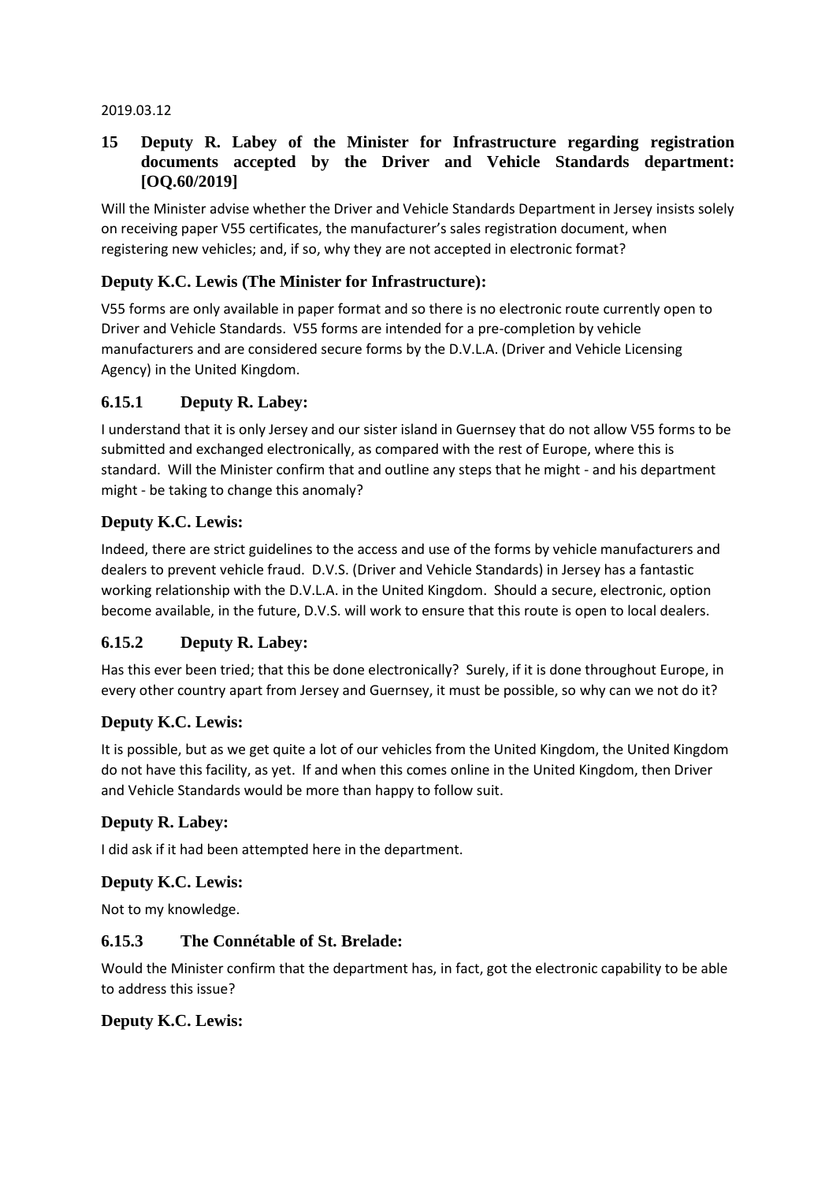2019.03.12

## 15 Deputy R. Labey of the Minister for Infrastructure regarding registration documents accepted by the Driver and Vehicle Standards department: [OQ.60/2019]

Will the Minister advise whether the Driver and Vehicle Standards Department in Jersey insists solely on receiving paper V55 certificates, the manufacturer's sales registration document, when registering new vehicles; and, if so, why they are not accepted in electronic format?

### Deputy K.C. Lewis (The Minister for Infrastructure):

V55 forms are only available in paper format and so there is no electronic route currently open to Driver and Vehicle Standards. V55 forms are intended for a pre-completion by vehicle manufacturers and are considered secure forms by the D.V.L.A. (Driver and Vehicle Licensing Agency) in the United Kingdom.

### 6.15.1 Deputy R. Labey:

I understand that it is only Jersey and our sister island in Guernsey that do not allow V55 forms to be submitted and exchanged electronically, as compared with the rest of Europe, where this is standard. Will the Minister confirm that and outline any steps that he might - and his department might - be taking to change this anomaly?

### Deputy K.C. Lewis:

Indeed, there are strict guidelines to the access and use of the forms by vehicle manufacturers and dealers to prevent vehicle fraud. D.V.S. (Driver and Vehicle Standards) in Jersey has a fantastic working relationship with the D.V.L.A. in the United Kingdom. Should a secure, electronic, option become available, in the future, D.V.S. will work to ensure that this route is open to local dealers.

### 6.15.2 Deputy R. Labey:

Has this ever been tried; that this be done electronically? Surely, if it is done throughout Europe, in every other country apart from Jersey and Guernsey, it must be possible, so why can we not do it?

### Deputy K.C. Lewis:

It is possible, but as we get quite a lot of our vehicles from the United Kingdom, the United Kingdom do not have this facility, as yet. If and when this comes online in the United Kingdom, then Driver and Vehicle Standards would be more than happy to follow suit.

### Deputy R. Labey:

I did ask if it had been attempted here in the department.

### Deputy K.C. Lewis:

Not to my knowledge.

### 6.15.3 The Connétable of St. Brelade:

Would the Minister confirm that the department has, in fact, got the electronic capability to be able to address this issue?

### Deputy K.C. Lewis: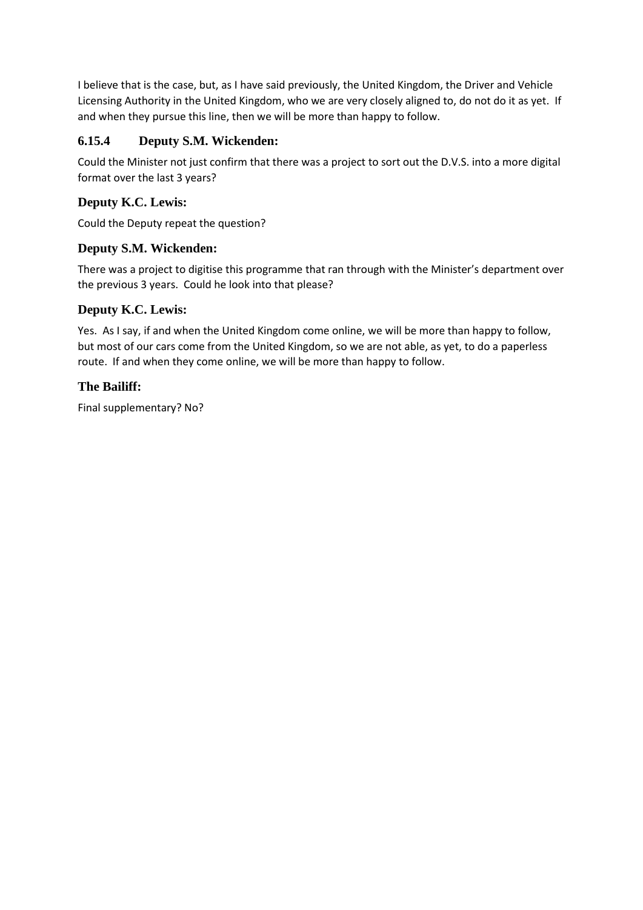I believe that is the case, but, as I have said previously, the United Kingdom, the Driver and Vehicle Licensing Authority in the United Kingdom, who we are very closely aligned to, do not do it as yet. If and when they pursue this line, then we will be more than happy to follow.

### 6.15.4 Deputy S.M. Wickenden:

Could the Minister not just confirm that there was a project to sort out the D.V.S. into a more digital format over the last 3 years?

### Deputy K.C. Lewis:

Could the Deputy repeat the question?

### Deputy S.M. Wickenden:

There was a project to digitise this programme that ran through with the Minister's department over the previous 3 years. Could he look into that please?

### Deputy K.C. Lewis:

Yes. As I say, if and when the United Kingdom come online, we will be more than happy to follow, but most of our cars come from the United Kingdom, so we are not able, as yet, to do a paperless route. If and when they come online, we will be more than happy to follow.

### The Bailiff:

Final supplementary? No?